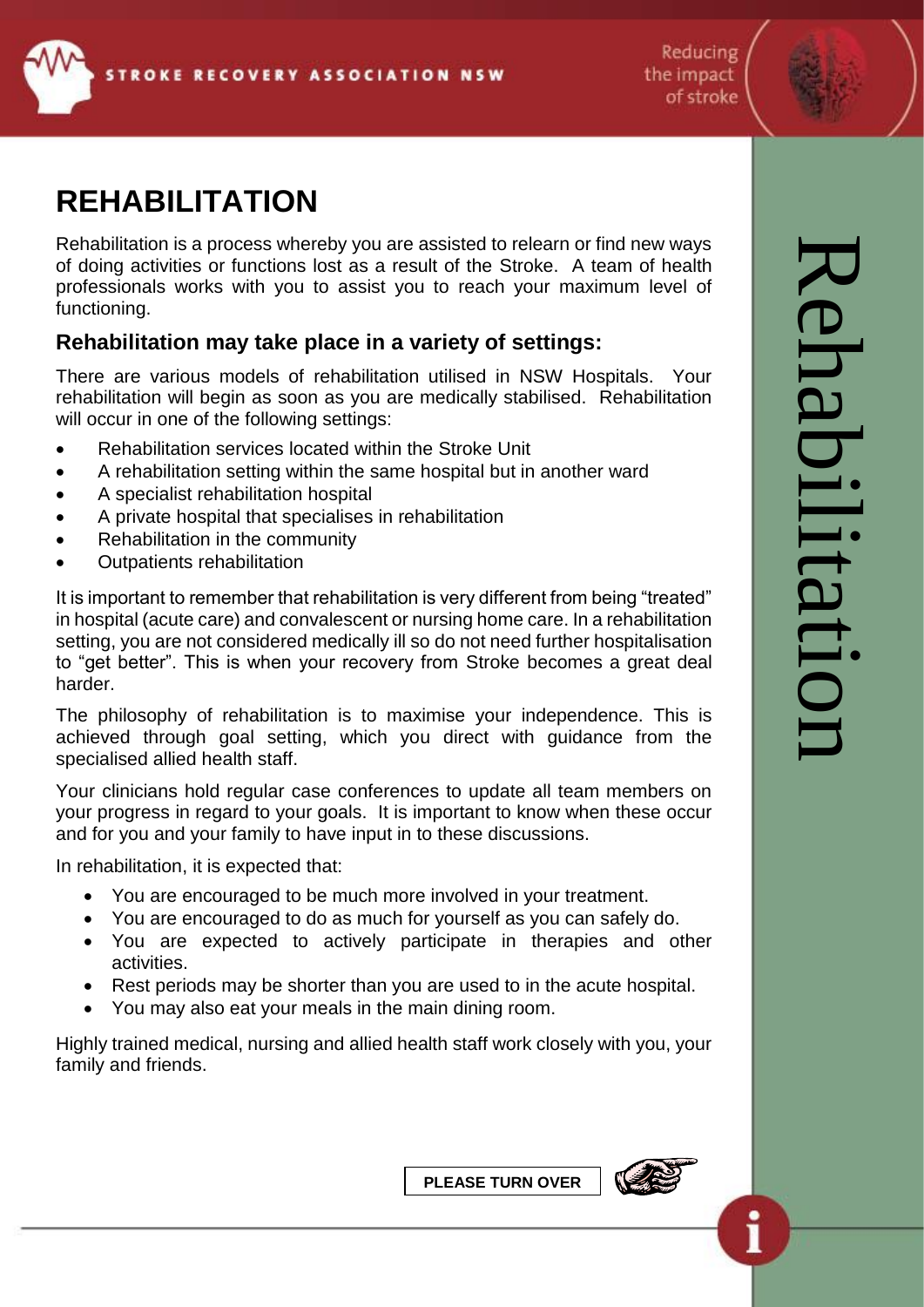# REHABILITATION

Rehabilitation is a process whereby you are assisted to relearn or find new ways of doing activities or functions lost as a result of the Stroke. A team of health professionals works with you to assist you to reach your maximum level of functioning.

## Rehabilitation may take place in a variety of settings:

There are various models of rehabilitation utilised in NSW Hospitals. Your rehabilitation will begin as soon as you are medically stabilised. Rehabilitation will occur in one of the following settings:

- Rehabilitation services located within the Stroke Unit
- A rehabilitation setting within the same hospital but in another ward
- A specialist rehabilitation hospital
- A private hospital that specialises in rehabilitation
- Rehabilitation in the community
- Outpatients rehabilitation

It is important to remember that rehabilitation is very different from being "treated" in hospital (acute care) and convalescent or nursing home care. In a rehabilitation setting, you are not considered medically ill so do not need further hospitalisation to "get better". This is when your recovery from Stroke becomes a great deal harder.

The philosophy of rehabilitation is to maximise your independence. This is achieved through goal setting, which you direct with guidance from the specialised allied health staff.

Your clinicians hold regular case conferences to update all team members on your progress in regard to your goals. It is important to know when these occur and for you and your family to have input in to these discussions.

In rehabilitation, it is expected that:

- You are encouraged to be much more involved in your treatment.
- You are encouraged to do as much for yourself as you can safely do.
- You are expected to actively participate in therapies and other activities.
- Rest periods may be shorter than you are used to in the acute hospital.
- You may also eat your meals in the main dining room.

Highly trained medical, nursing and allied health staff work closely with you, your family and friends.

**PLEASE TURN OVER**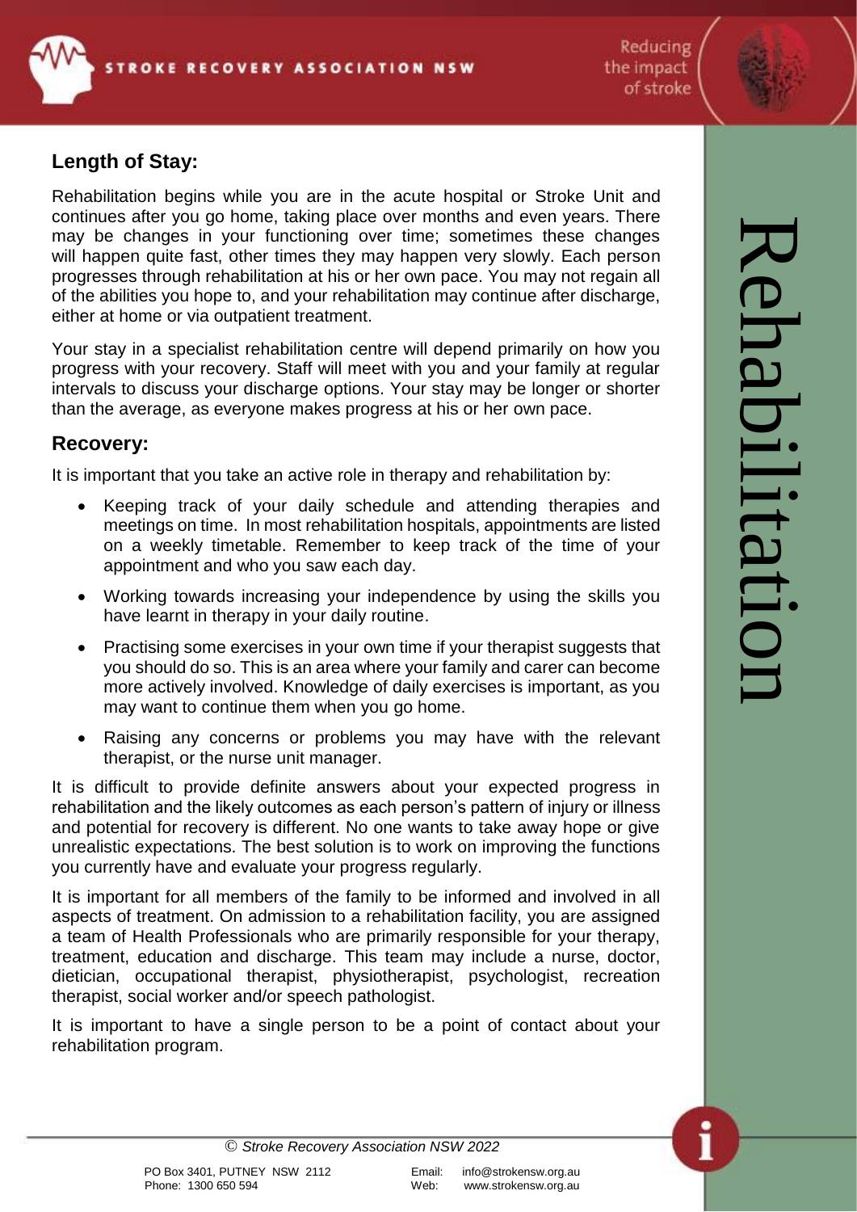## Length of Stay:

Rehabilitation begins while you are in the acute hospital or Stroke Unit and continues after you go home, taking place over months and even years. There may be changes in your functioning over time; sometimes these changes will happen quite fast, other times they may happen very slowly. Each person progresses through rehabilitation at his or her own pace. You may not regain all of the abilities you hope to, and your rehabilitation may continue after discharge, either at home or via outpatient treatment.

Your stay in a specialist rehabilitation centre will depend primarily on how you progress with your recovery. Staff will meet with you and your family at regular intervals to discuss your discharge options. Your stay may be longer or shorter than the average, as everyone makes progress at his or her own pace.

## Recovery:

It is important that you take an active role in therapy and rehabilitation by:

- Keeping track of your daily schedule and attending therapies and meetings on time. In most rehabilitation hospitals, appointments are listed on a weekly timetable. Remember to keep track of the time of your appointment and who you saw each day.
- Working towards increasing your independence by using the skills you have learnt in therapy in your daily routine.
- Practising some exercises in your own time if your therapist suggests that you should do so. This is an area where your family and carer can become more actively involved. Knowledge of daily exercises is important, as you may want to continue them when you go home.
- Raising any concerns or problems you may have with the relevant therapist, or the nurse unit manager.

It is difficult to provide definite answers about your expected progress in rehabilitation and the likely outcomes as each person's pattern of injury or illness and potential for recovery is different. No one wants to take away hope or give unrealistic expectations. The best solution is to work on improving the functions you currently have and evaluate your progress regularly.

It is important for all members of the family to be informed and involved in all aspects of treatment. On admission to a rehabilitation facility, you are assigned a team of Health Professionals who are primarily responsible for your therapy, treatment, education and discharge. This team may include a nurse, doctor, dietician, occupational therapist, physiotherapist, psychologist, recreation therapist, social worker and/or speech pathologist.

It is important to have a single person to be a point of contact about your rehabilitation program.